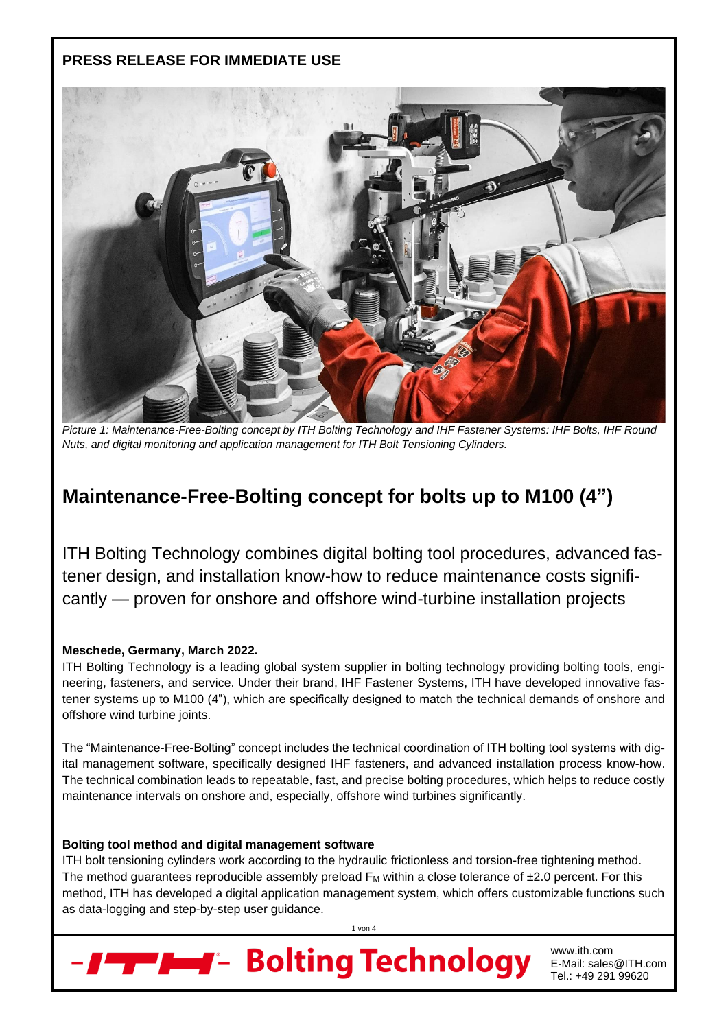**PRESS RELEASE FOR IMMEDIATE USE**

*Picture 1: Maintenance-Free-Bolting concept by ITH Bolting Technology and IHF Fastener Systems: IHF Bolts, IHF Round Nuts, and digital monitoring and application management for ITH Bolt Tensioning Cylinders.*

# Maintenance-Free-Bolting concept for bolts up to M100 (4")

ITH Bolting Technology combines digital bolting tool procedures, advanced fastener design, and installation know-how to reduce maintenance costs significantly — proven for onshore and offshore wind-turbine installation projects

**Meschede, Germany, March 2022.**

ITH Bolting Technology is a leading global system supplier in bolting technology providing bolting tools, engineering, fasteners, and service. Under their brand, IHF Fastener Systems, ITH have developed innovative fastener systems up to M100 (4"), which are specifically designed to match the technical demands of onshore and offshore wind turbine joints.

The "Maintenance-Free-Bolting" concept includes the technical coordination of ITH bolting tool systems with digital management software, specifically designed IHF fasteners, and advanced installation process know-how. The technical combination leads to repeatable, fast, and precise bolting procedures, which helps to reduce costly maintenance intervals on onshore and, especially, offshore wind turbines significantly.

**Bolting tool method and digital management software**

ITH bolt tensioning cylinders work according to the hydraulic frictionless and torsion-free tightening method. The method guarantees reproducible assembly preload $F_M$ within a close tolerance of ±2.0 percent. For this method, ITH has developed a digital application management system, which offers customizable functions such as data-logging and step-by-step user guidance.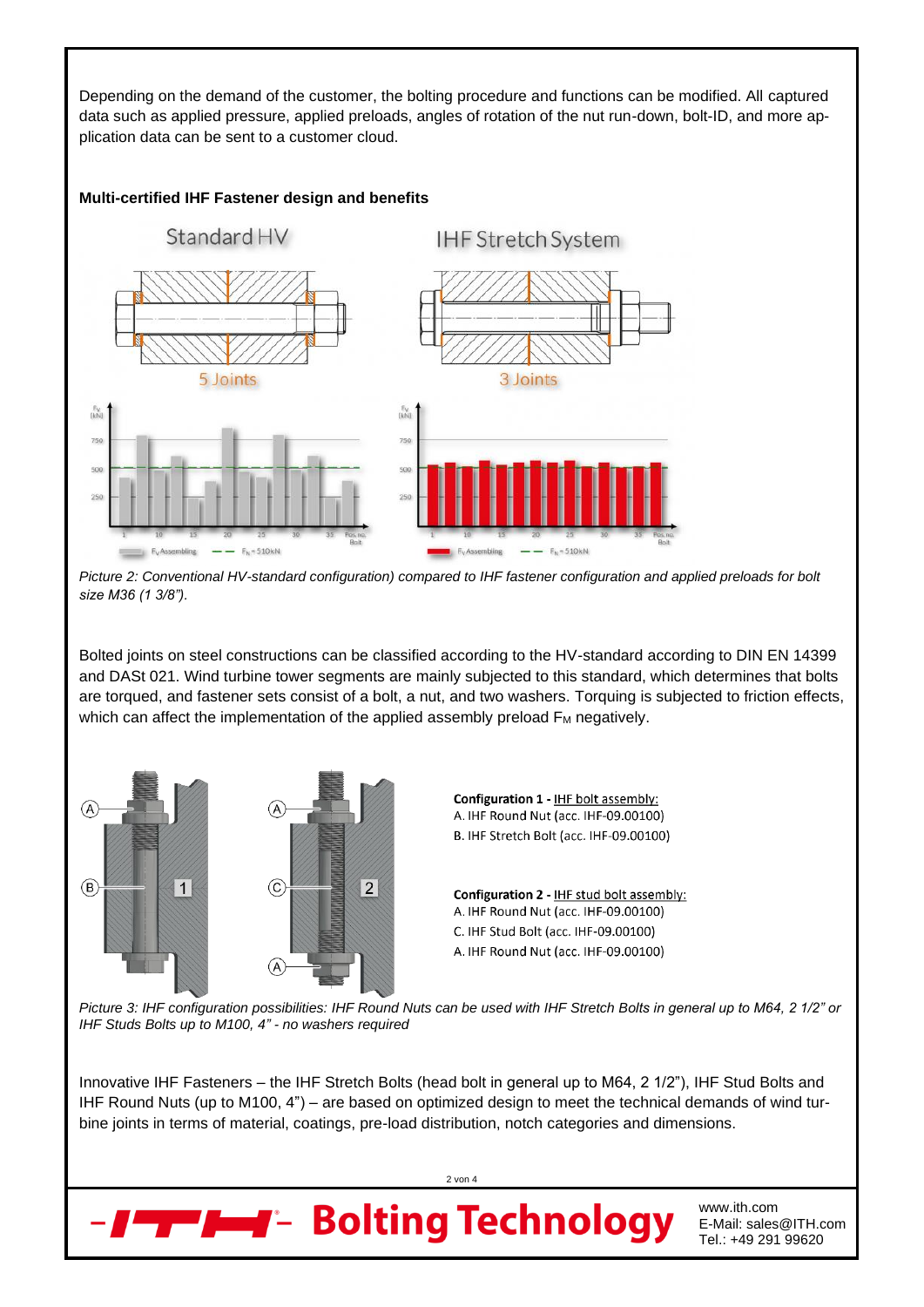Depending on the demand of the customer, the bolting procedure and functions can be modified. All captured data such as applied pressure, applied preloads, angles of rotation of the nut run-down, bolt-ID, and more application data can be sent to a customer cloud.

**Multi-certified IHF Fastener design and benefits**

*Picture 2: Conventional HV-standard configuration) compared to IHF fastener configuration and applied preloads for bolt size M36 (1 3/8").*

Bolted joints on steel constructions can be classified according to the HV-standard according to DIN EN 14399 and DASt 021. Wind turbine tower segments are mainly subjected to this standard, which determines that bolts are torqued, and fastener sets consist of a bolt, a nut, and two washers. Torquing is subjected to friction effects, which can affect the implementation of the applied assembly preload $F_M$ negatively.

**Configuration 1 -** IHF bolt assembly:

A. IHF Round Nut (acc. IHF-09.00100)
B. IHF Stretch Bolt (acc. IHF-09.00100)

**Configuration 2 -** IHF stud bolt assembly:

A. IHF Round Nut (acc. IHF-09.00100)
C. IHF Stud Bolt (acc. IHF-09.00100)
A. IHF Round Nut (acc. IHF-09.00100)

*Picture 3: IHF configuration possibilities: IHF Round Nuts can be used with IHF Stretch Bolts in general up to M64, 2 1/2" or IHF Studs Bolts up to M100, 4" - no washers required*

Innovative IHF Fasteners – the IHF Stretch Bolts (head bolt in general up to M64, 2 1/2"), IHF Stud Bolts and IHF Round Nuts (up to M100, 4") – are based on optimized design to meet the technical demands of wind turbine joints in terms of material, coatings, pre-load distribution, notch categories and dimensions.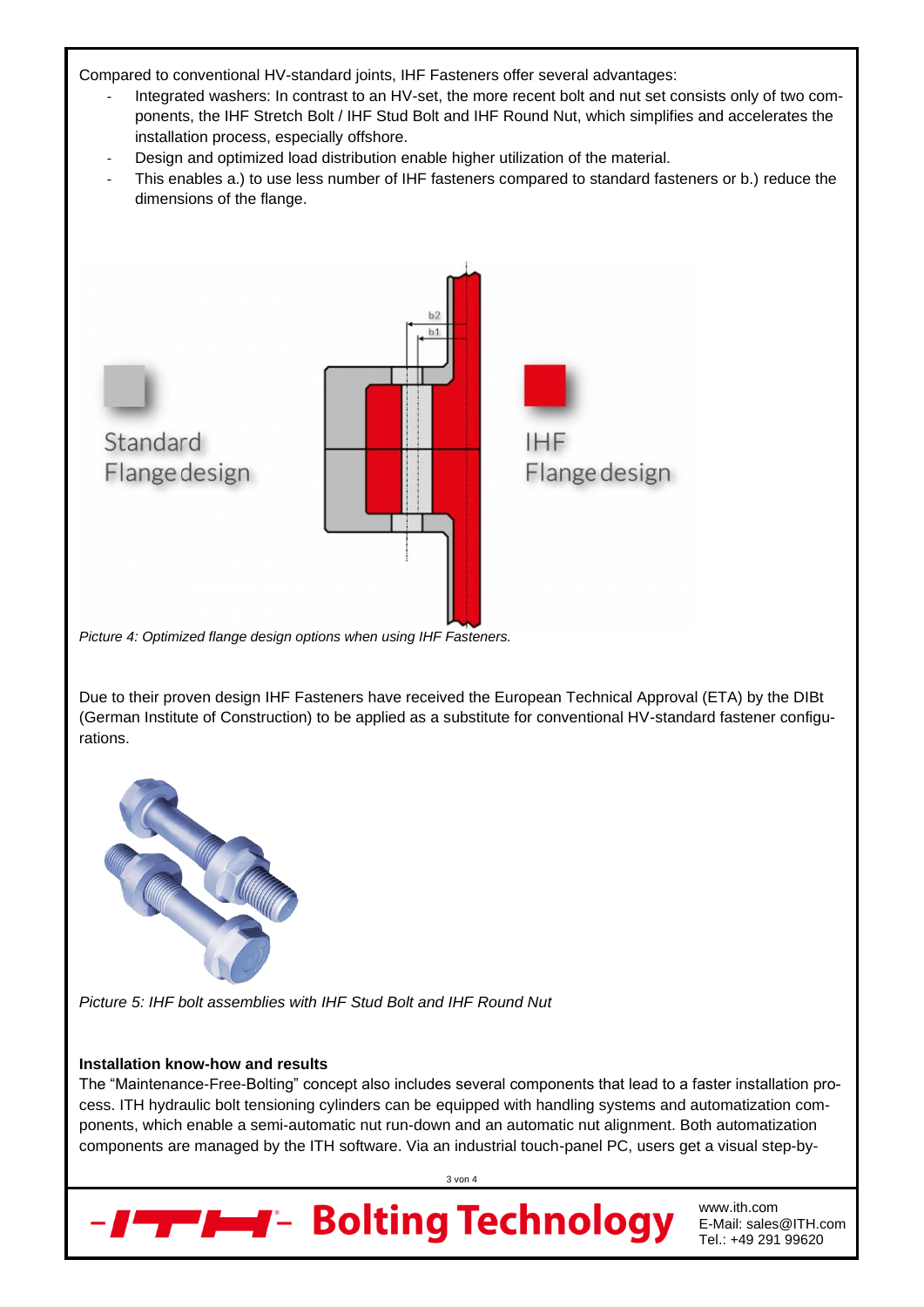Compared to conventional HV-standard joints, IHF Fasteners offer several advantages:

- Integrated washers: In contrast to an HV-set, the more recent bolt and nut set consists only of two components, the IHF Stretch Bolt / IHF Stud Bolt and IHF Round Nut, which simplifies and accelerates the installation process, especially offshore.
- Design and optimized load distribution enable higher utilization of the material.
- This enables a.) to use less number of IHF fasteners compared to standard fasteners or b.) reduce the dimensions of the flange.

*Picture 4: Optimized flange design options when using IHF Fasteners.*

Due to their proven design IHF Fasteners have received the European Technical Approval (ETA) by the DIBt (German Institute of Construction) to be applied as a substitute for conventional HV-standard fastener configurations.

*Picture 5: IHF bolt assemblies with IHF Stud Bolt and IHF Round Nut*

**Installation know-how and results**

The "Maintenance-Free-Bolting" concept also includes several components that lead to a faster installation process. ITH hydraulic bolt tensioning cylinders can be equipped with handling systems and automatization components, which enable a semi-automatic nut run-down and an automatic nut alignment. Both automatization components are managed by the ITH software. Via an industrial touch-panel PC, users get a visual step-by-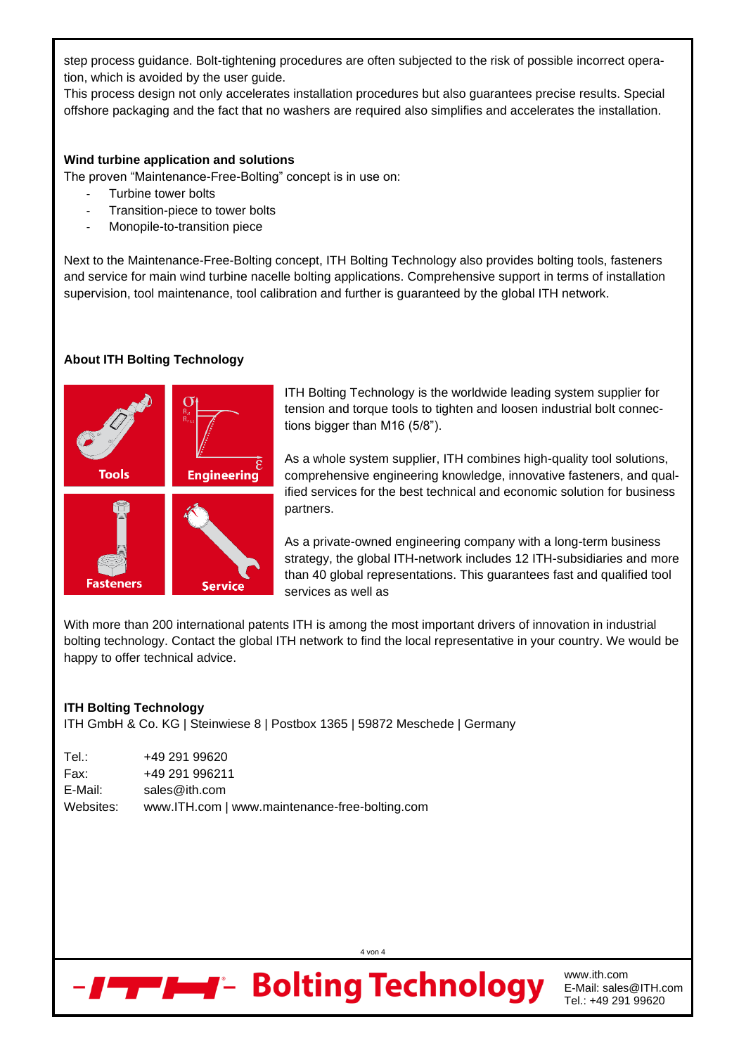step process guidance. Bolt-tightening procedures are often subjected to the risk of possible incorrect operation, which is avoided by the user guide.
This process design not only accelerates installation procedures but also guarantees precise results. Special offshore packaging and the fact that no washers are required also simplifies and accelerates the installation.

**Wind turbine application and solutions**
The proven "Maintenance-Free-Bolting" concept is in use on:

- Turbine tower bolts
- Transition-piece to tower bolts
- Monopile-to-transition piece

Next to the Maintenance-Free-Bolting concept, ITH Bolting Technology also provides bolting tools, fasteners and service for main wind turbine nacelle bolting applications. Comprehensive support in terms of installation supervision, tool maintenance, tool calibration and further is guaranteed by the global ITH network.

**About ITH Bolting Technology**

Tools
Engineering
Fasteners
Service

ITH Bolting Technology is the worldwide leading system supplier for tension and torque tools to tighten and loosen industrial bolt connections bigger than M16 (5/8").

As a whole system supplier, ITH combines high-quality tool solutions, comprehensive engineering knowledge, innovative fasteners, and qualified services for the best technical and economic solution for business partners.

As a private-owned engineering company with a long-term business strategy, the global ITH-network includes 12 ITH-subsidiaries and more than 40 global representations. This guarantees fast and qualified tool services as well as

With more than 200 international patents ITH is among the most important drivers of innovation in industrial bolting technology. Contact the global ITH network to find the local representative in your country. We would be happy to offer technical advice.

**ITH Bolting Technology**
ITH GmbH & Co. KG | Steinwiese 8 | Postbox 1365 | 59872 Meschede | Germany

| | |
|---|---|
| Tel.: | +49 291 99620 |
| Fax: | +49 291 996211 |
| E-Mail: | sales@ith.com |
| Websites: | www.ITH.com \| www.maintenance-free-bolting.com |